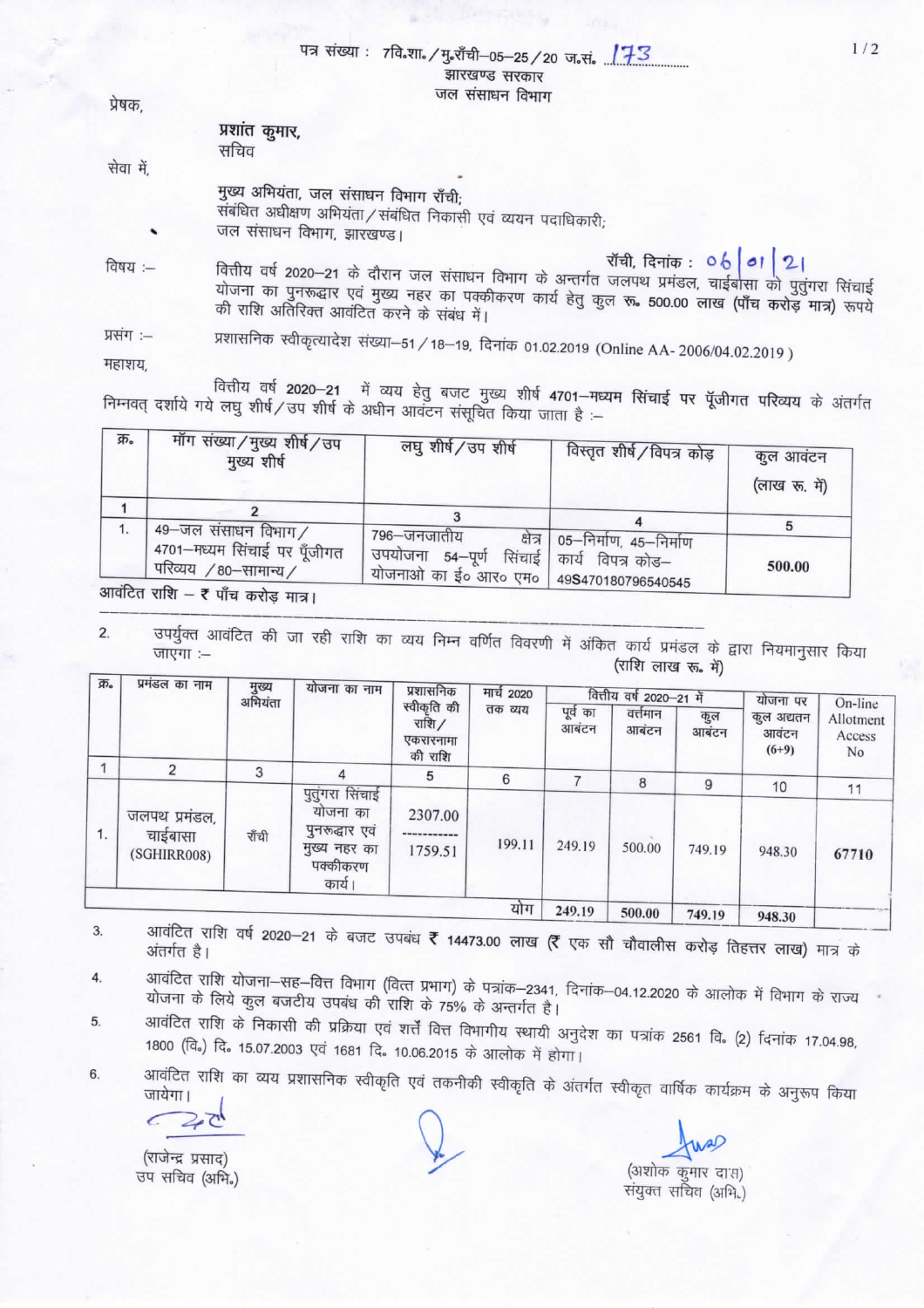पत्र संख्या : 7वि.शा./मु.राँची–05–25/20 ज.सं. 173

झारखण्ड सरकार

जल संसाधन विभाग

प्रेषक,

प्रशांत कुमार,
सचिव

सेवा में,

मुख्य अभियंता, जल संसाधन विभाग राँची;
संबंधित अधीक्षण अभियंता/संबंधित निकासी एवं व्ययन पदाधिकारी;
जल संसाधन विभाग, झारखण्ड।

राँची, दिनांक : 06/01/21

विषय :– वित्तीय वर्ष 2020–21 के दौरान जल संसाधन विभाग के अन्तर्गत जलपथ प्रमंडल, चाईबासा को पुतुंगरा सिंचाई योजना का पुनरूद्धार एवं मुख्य नहर का पक्कीकरण कार्य हेतु कुल रू. 500.00 लाख (पाँच करोड़ मात्र) रूपये की राशि अतिरिक्त आवंटित करने के संबंध में।

प्रसंग :– प्रशासनिक स्वीकृत्यादेश संख्या–51/18–19, दिनांक 01.02.2019 (Online AA- 2006/04.02.2019)

महाशय,

वित्तीय वर्ष 2020–21 में व्यय हेतु बजट मुख्य शीर्ष 4701–मध्यम सिंचाई पर पूँजीगत परिव्यय के अंतर्गत निम्नवत् दर्शाये गये लघु शीर्ष/उप शीर्ष के अधीन आवंटन संसूचित किया जाता है :–

| क्र. | माँग संख्या/मुख्य शीर्ष/उप मुख्य शीर्ष | लघु शीर्ष/उप शीर्ष | विस्तृत शीर्ष/विपत्र कोड़ | कुल आवंटन (लाख रू. में) |
|---|---|---|---|---|
| 1 | 2 | 3 | 4 | 5 |
| 1. | 49–जल संसाधन विभाग/ 4701–मध्यम सिंचाई पर पूँजीगत परिव्यय /80–सामान्य/ | 796–जनजातीय क्षेत्र उपयोजना 54–पूर्ण सिंचाई योजनाओ का ई० आर० एम० | 05–निर्माण, 45–निर्माण कार्य विपत्र कोड– 49S470180796540545 | 500.00 |

आवंटित राशि – ₹ पाँच करोड़ मात्र।

2. उपर्युक्त आवंटित की जा रही राशि का व्यय निम्न वर्णित विवरणी में अंकित कार्य प्रमंडल के द्वारा नियमानुसार किया जाएगा :–

(राशि लाख रू. में)

| क्र. | प्रमंडल का नाम | मुख्य अभियंता | योजना का नाम | प्रशासनिक स्वीकृति की राशि/ एकरारनामा की राशि | मार्च 2020 तक व्यय | वित्तीय वर्ष 2020–21 में | | | योजना पर कुल अद्यतन आवंटन (6+9) | On-line Allotment Access No |
|---|---|---|---|---|---|---|---|---|---|---|
| | | | | | | पूर्व का आवंटन | वर्तमान आवंटन | कुल आवंटन | | |
| 1 | 2 | 3 | 4 | 5 | 6 | 7 | 8 | 9 | 10 | 11 |
| 1. | जलपथ प्रमंडल, चाईबासा (SGHIRR008) | राँची | पुतुंगरा सिंचाई योजना का पुनरूद्धार एवं मुख्य नहर का पक्कीकरण कार्य। | 2307.00 / 1759.51 | 199.11 | 249.19 | 500.00 | 749.19 | 948.30 | 67710 |
| | | | | | योग | 249.19 | 500.00 | 749.19 | 948.30 | |

3. आवंटित राशि वर्ष 2020–21 के बजट उपबंध ₹ 14473.00 लाख (₹ एक सौ चौवालीस करोड़ तिहत्तर लाख) मात्र के अंतर्गत है।

4. आवंटित राशि योजना–सह–वित्त विभाग (वित्त प्रभाग) के पत्रांक–2341, दिनांक–04.12.2020 के आलोक में विभाग के राज्य योजना के लिये कुल बजटीय उपबंध की राशि के 75% के अन्तर्गत है।

5. आवंटित राशि के निकासी की प्रक्रिया एवं शर्तें वित्त विभागीय स्थायी अनुदेश का पत्रांक 2561 वि. (2) दिनांक 17.04.98, 1800 (वि.) दि. 15.07.2003 एवं 1681 दि. 10.06.2015 के आलोक में होगा।

6. आवंटित राशि का व्यय प्रशासनिक स्वीकृति एवं तकनीकी स्वीकृति के अंतर्गत स्वीकृत वार्षिक कार्यक्रम के अनुरूप किया जायेगा।

(राजेन्द्र प्रसाद)
उप सचिव (अभि.)

(अशोक कुमार दास)
संयुक्त सचिव (अभि.)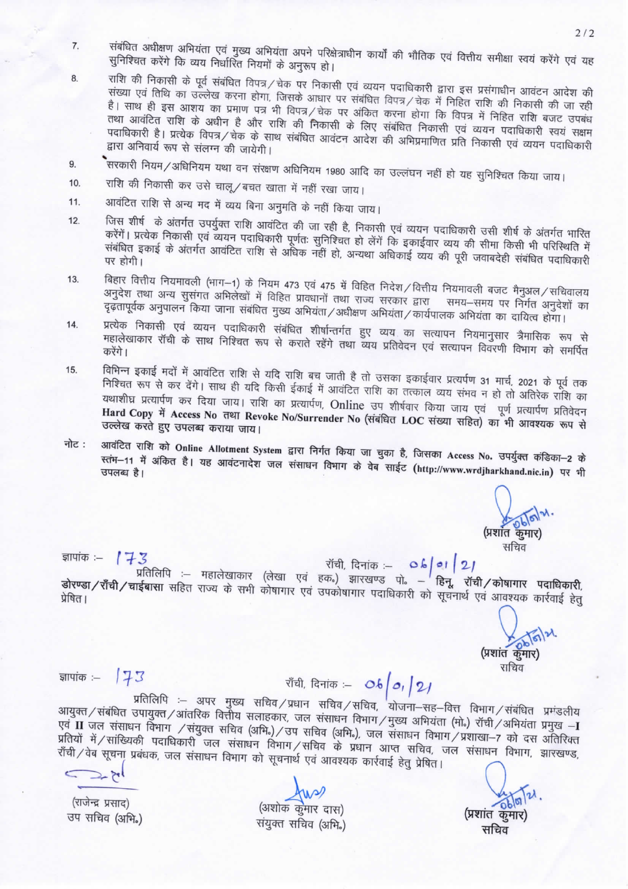7. संबंधित अधीक्षण अभियंता एवं मुख्य अभियंता अपने परिक्षेत्राधीन कार्यों की भौतिक एवं वित्तीय समीक्षा स्वयं करेंगे एवं यह सुनिश्चित करेंगे कि व्यय निर्धारित नियमों के अनुरूप हो।

8. राशि की निकासी के पूर्व संबंधित विपत्र/चेक पर निकासी एवं व्ययन पदाधिकारी द्वारा इस प्रसंगाधीन आवंटन आदेश की संख्या एवं तिथि का उल्लेख करना होगा, जिसके आधार पर संबंधित विपत्र/चेक में निहित राशि की निकासी की जा रही है। साथ ही इस आशय का प्रमाण पत्र भी विपत्र/चेक पर अंकित करना होगा कि विपत्र में निहित राशि बजट उपबंध तथा आवंटित राशि के अधीन है और राशि की निकासी के लिए संबंधित निकासी एवं व्ययन पदाधिकारी स्वयं सक्षम पदाधिकारी है। प्रत्येक विपत्र/चेक के साथ संबंधित आवंटन आदेश की अभिप्रमाणित प्रति निकासी एवं व्ययन पदाधिकारी द्वारा अनिवार्य रूप से संलग्न की जायेगी।

9. सरकारी नियम/अधिनियम यथा वन संरक्षण अधिनियम 1980 आदि का उल्लंघन नहीं हो यह सुनिश्चित किया जाय।

10. राशि की निकासी कर उसे चालू/बचत खाता में नहीं रखा जाय।

11. आवंटित राशि से अन्य मद में व्यय बिना अनुमति के नहीं किया जाय।

12. जिस शीर्ष के अंतर्गत उपर्युक्त राशि आवंटित की जा रही है, निकासी एवं व्ययन पदाधिकारी उसी शीर्ष के अंतर्गत भारित करेंगें। प्रत्येक निकासी एवं व्ययन पदाधिकारी पूर्णतः सुनिश्चित हो लेंगें कि इकाईवार व्यय की सीमा किसी भी परिस्थिति में संबंधित इकाई के अंतर्गत आवंटित राशि से अधिक नहीं हो, अन्यथा अधिकाई व्यय की पूरी जवाबदेही संबंधित पदाधिकारी पर होगी।

13. बिहार वित्तीय नियमावली (भाग–1) के नियम 473 एवं 475 में विहित निदेश/वित्तीय नियमावली बजट मैनुअल/सचिवालय अनुदेश तथा अन्य सुसंगत अभिलेखों में विहित प्रावधानों तथा राज्य सरकार द्वारा समय–समय पर निर्गत अनुदेशों का दृढ़तापूर्वक अनुपालन किया जाना संबंधित मुख्य अभियंता/अधीक्षण अभियंता/कार्यपालक अभियंता का दायित्व होगा।

14. प्रत्येक निकासी एवं व्ययन पदाधिकारी संबंधित शीर्षान्तर्गत हुए व्यय का सत्यापन नियमानुसार त्रैमासिक रूप से महालेखाकार राँची के साथ निश्चित रूप से कराते रहेंगे तथा व्यय प्रतिवेदन एवं सत्यापन विवरणी विभाग को समर्पित करेंगे।

15. विभिन्न इकाई मदों में आवंटित राशि से यदि राशि बच जाती है तो उसका इकाईवार प्रत्यर्पण 31 मार्च, 2021 के पूर्व तक निश्चित रूप से कर देंगे। साथ ही यदि किसी ईकाई में आवंटित राशि का तत्काल व्यय संभव न हो तो अतिरेक राशि का यथाशीघ्र प्रत्यार्पण कर दिया जाय। राशि का प्रत्यार्पण, Online उप शीर्षवार किया जाय एवं पूर्ण प्रत्यार्पण प्रतिवेदन **Hard Copy में Access No तथा Revoke No/Surrender No (संबंधित LOC संख्या सहित) का भी आवश्यक रूप से उल्लेख करते हुए उपलब्ध कराया जाय।**

नोट : **आवंटित राशि को Online Allotment System द्वारा निर्गत किया जा चुका है, जिसका Access No. उपर्युक्त कंडिका–2 के स्तंभ–11 में अंकित है। यह आवंटनादेश जल संसाधन विभाग के वेब साईट (http://www.wrdjharkhand.nic.in) पर भी उपलब्ध है।**

(प्रशांत कुमार)
सचिव

ज्ञापांक :– 173    राँची, दिनांक :– 06/01/21

प्रतिलिपि :– महालेखाकार (लेखा एवं हक०) झारखण्ड पो० – हिनू, राँची/कोषागार पदाधिकारी, डोरण्डा/राँची/चाईबासा सहित राज्य के सभी कोषागार एवं उपकोषागार पदाधिकारी को सूचनार्थ एवं आवश्यक कार्रवाई हेतु प्रेषित।

(प्रशांत कुमार)
सचिव

ज्ञापांक :– 173    राँची, दिनांक :– 06/01/21

प्रतिलिपि :– अपर मुख्य सचिव/प्रधान सचिव/सचिव, योजना–सह–वित्त विभाग/संबंधित प्रमंडलीय आयुक्त/संबंधित उपायुक्त/आंतरिक वित्तीय सलाहकार, जल संसाधन विभाग/मुख्य अभियंता (मो०) राँची/अभियंता प्रमुख –I एवं II जल संसाधन विभाग /संयुक्त सचिव (अभि०)/उप सचिव (अभि०), जल संसाधन विभाग/प्रशाखा–7 को दस अतिरिक्त प्रतियों में/सांख्यिकी पदाधिकारी जल संसाधन विभाग/सचिव के प्रधान आप्त सचिव, जल संसाधन विभाग, झारखण्ड, राँची/वेब सूचना प्रबंधक, जल संसाधन विभाग को सूचनार्थ एवं आवश्यक कार्रवाई हेतु प्रेषित।

(राजेन्द्र प्रसाद)
उप सचिव (अभि०)

(अशोक कुमार दास)
संयुक्त सचिव (अभि०)

(प्रशांत कुमार)
सचिव